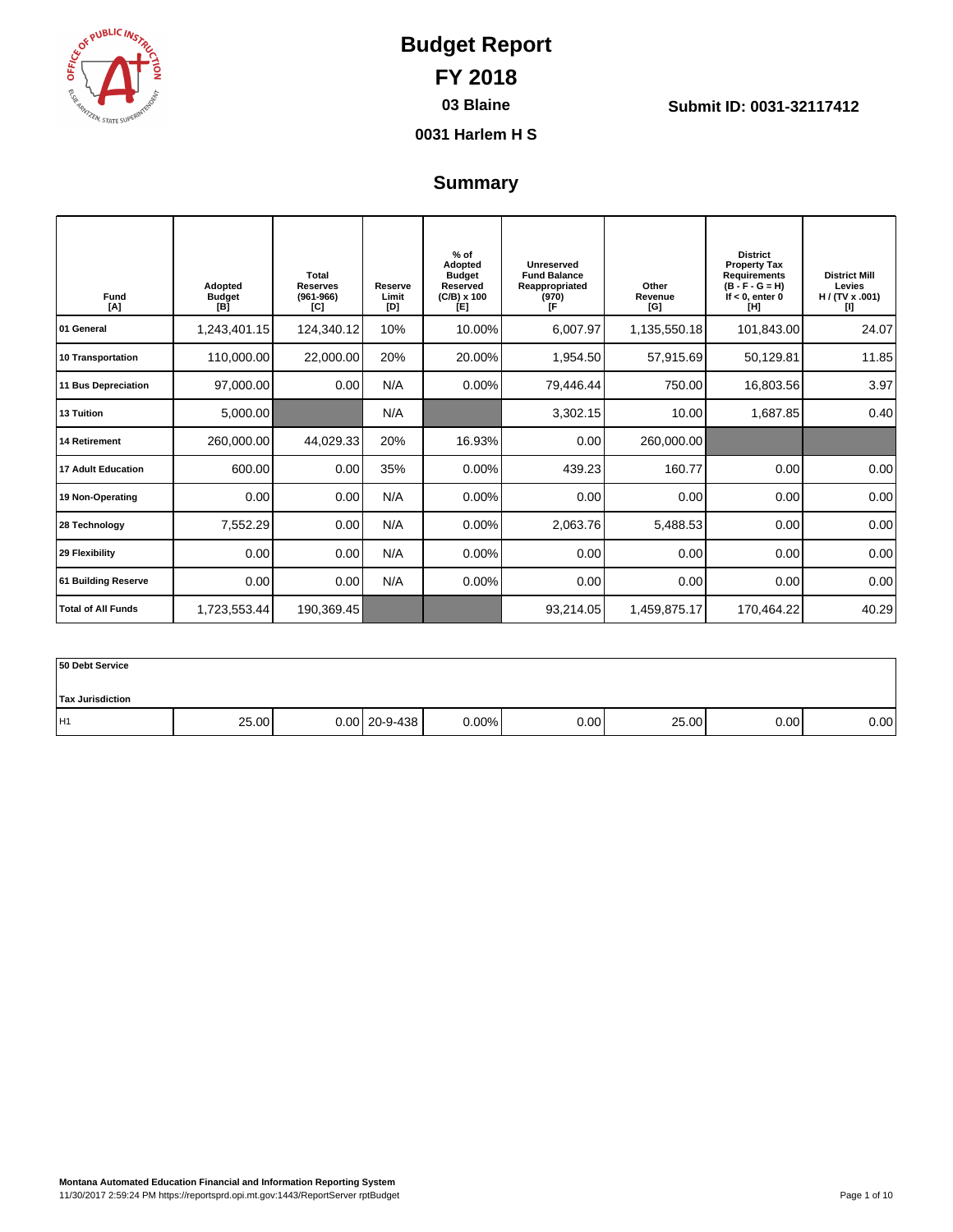# Budget Report

# FY 2018

**03 Blaine**

**Submit ID: 0031-32117412**

**0031 Harlem H S**

## Summary

| Fund [A] | Adopted Budget [B] | Total Reserves (961-966) [C] | Reserve Limit [D] | % of Adopted Budget Reserved (C/B) x 100 [E] | Unreserved Fund Balance Reappropriated (970) [F | Other Revenue [G] | District Property Tax Requirements (B - F - G = H) If < 0, enter 0 [H] | District Mill Levies H / (TV x .001) [I] |
|---|---|---|---|---|---|---|---|---|
| 01 General | 1,243,401.15 | 124,340.12 | 10% | 10.00% | 6,007.97 | 1,135,550.18 | 101,843.00 | 24.07 |
| 10 Transportation | 110,000.00 | 22,000.00 | 20% | 20.00% | 1,954.50 | 57,915.69 | 50,129.81 | 11.85 |
| 11 Bus Depreciation | 97,000.00 | 0.00 | N/A | 0.00% | 79,446.44 | 750.00 | 16,803.56 | 3.97 |
| 13 Tuition | 5,000.00 | | N/A | | 3,302.15 | 10.00 | 1,687.85 | 0.40 |
| 14 Retirement | 260,000.00 | 44,029.33 | 20% | 16.93% | 0.00 | 260,000.00 | | |
| 17 Adult Education | 600.00 | 0.00 | 35% | 0.00% | 439.23 | 160.77 | 0.00 | 0.00 |
| 19 Non-Operating | 0.00 | 0.00 | N/A | 0.00% | 0.00 | 0.00 | 0.00 | 0.00 |
| 28 Technology | 7,552.29 | 0.00 | N/A | 0.00% | 2,063.76 | 5,488.53 | 0.00 | 0.00 |
| 29 Flexibility | 0.00 | 0.00 | N/A | 0.00% | 0.00 | 0.00 | 0.00 | 0.00 |
| 61 Building Reserve | 0.00 | 0.00 | N/A | 0.00% | 0.00 | 0.00 | 0.00 | 0.00 |
| Total of All Funds | 1,723,553.44 | 190,369.45 | | | 93,214.05 | 1,459,875.17 | 170,464.22 | 40.29 |

| 50 Debt Service | | | | | | | | |
|---|---|---|---|---|---|---|---|---|
| Tax Jurisdiction | | | | | | | | |
| H1 | 25.00 | 0.00 | 20-9-438 | 0.00% | 0.00 | 25.00 | 0.00 | 0.00 |

**Montana Automated Education Financial and Information Reporting System**
11/30/2017 2:59:24 PM https://reportsprd.opi.mt.gov:1443/ReportServer rptBudget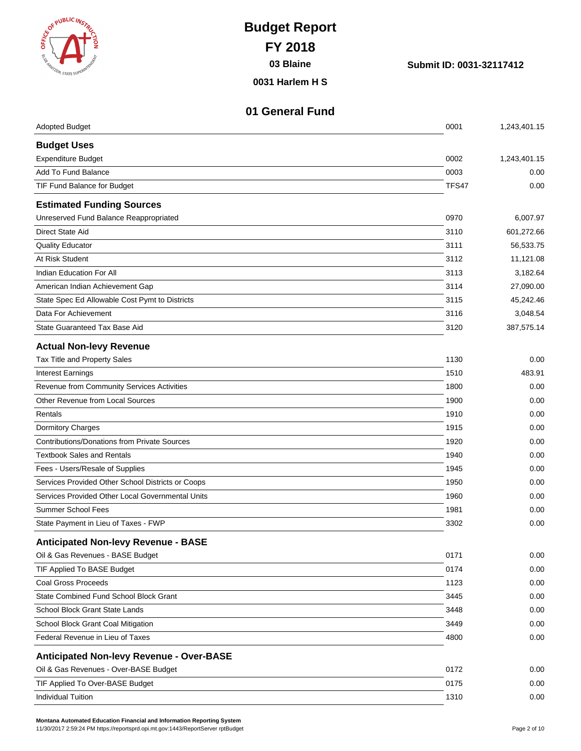# Budget Report

## FY 2018

**03 Blaine**

**Submit ID: 0031-32117412**

**0031 Harlem H S**

## 01 General Fund

| | | |
|---|---|---|
| Adopted Budget | 0001 | 1,243,401.15 |
| **Budget Uses** | | |
| Expenditure Budget | 0002 | 1,243,401.15 |
| Add To Fund Balance | 0003 | 0.00 |
| TIF Fund Balance for Budget | TFS47 | 0.00 |
| **Estimated Funding Sources** | | |
| Unreserved Fund Balance Reappropriated | 0970 | 6,007.97 |
| Direct State Aid | 3110 | 601,272.66 |
| Quality Educator | 3111 | 56,533.75 |
| At Risk Student | 3112 | 11,121.08 |
| Indian Education For All | 3113 | 3,182.64 |
| American Indian Achievement Gap | 3114 | 27,090.00 |
| State Spec Ed Allowable Cost Pymt to Districts | 3115 | 45,242.46 |
| Data For Achievement | 3116 | 3,048.54 |
| State Guaranteed Tax Base Aid | 3120 | 387,575.14 |
| **Actual Non-levy Revenue** | | |
| Tax Title and Property Sales | 1130 | 0.00 |
| Interest Earnings | 1510 | 483.91 |
| Revenue from Community Services Activities | 1800 | 0.00 |
| Other Revenue from Local Sources | 1900 | 0.00 |
| Rentals | 1910 | 0.00 |
| Dormitory Charges | 1915 | 0.00 |
| Contributions/Donations from Private Sources | 1920 | 0.00 |
| Textbook Sales and Rentals | 1940 | 0.00 |
| Fees - Users/Resale of Supplies | 1945 | 0.00 |
| Services Provided Other School Districts or Coops | 1950 | 0.00 |
| Services Provided Other Local Governmental Units | 1960 | 0.00 |
| Summer School Fees | 1981 | 0.00 |
| State Payment in Lieu of Taxes - FWP | 3302 | 0.00 |
| **Anticipated Non-levy Revenue - BASE** | | |
| Oil & Gas Revenues - BASE Budget | 0171 | 0.00 |
| TIF Applied To BASE Budget | 0174 | 0.00 |
| Coal Gross Proceeds | 1123 | 0.00 |
| State Combined Fund School Block Grant | 3445 | 0.00 |
| School Block Grant State Lands | 3448 | 0.00 |
| School Block Grant Coal Mitigation | 3449 | 0.00 |
| Federal Revenue in Lieu of Taxes | 4800 | 0.00 |
| **Anticipated Non-levy Revenue - Over-BASE** | | |
| Oil & Gas Revenues - Over-BASE Budget | 0172 | 0.00 |
| TIF Applied To Over-BASE Budget | 0175 | 0.00 |
| Individual Tuition | 1310 | 0.00 |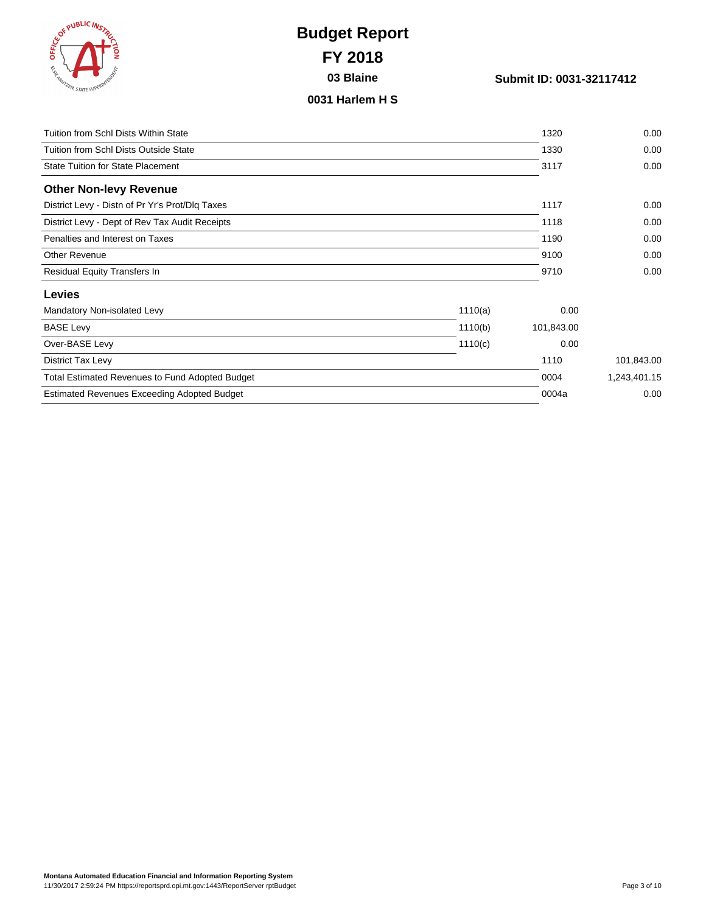# Budget Report

## FY 2018

**03 Blaine**

**Submit ID: 0031-32117412**

**0031 Harlem H S**

| | | | |
|---|---|---|---|
| Tuition from Schl Dists Within State | | 1320 | 0.00 |
| Tuition from Schl Dists Outside State | | 1330 | 0.00 |
| State Tuition for State Placement | | 3117 | 0.00 |

### Other Non-levy Revenue

| | | | |
|---|---|---|---|
| District Levy - Distn of Pr Yr's Prot/Dlq Taxes | | 1117 | 0.00 |
| District Levy - Dept of Rev Tax Audit Receipts | | 1118 | 0.00 |
| Penalties and Interest on Taxes | | 1190 | 0.00 |
| Other Revenue | | 9100 | 0.00 |
| Residual Equity Transfers In | | 9710 | 0.00 |

### Levies

| | | | |
|---|---|---|---|
| Mandatory Non-isolated Levy | 1110(a) | 0.00 | |
| BASE Levy | 1110(b) | 101,843.00 | |
| Over-BASE Levy | 1110(c) | 0.00 | |
| District Tax Levy | | 1110 | 101,843.00 |
| Total Estimated Revenues to Fund Adopted Budget | | 0004 | 1,243,401.15 |
| Estimated Revenues Exceeding Adopted Budget | | 0004a | 0.00 |

**Montana Automated Education Financial and Information Reporting System**
11/30/2017 2:59:24 PM https://reportsprd.opi.mt.gov:1443/ReportServer rptBudget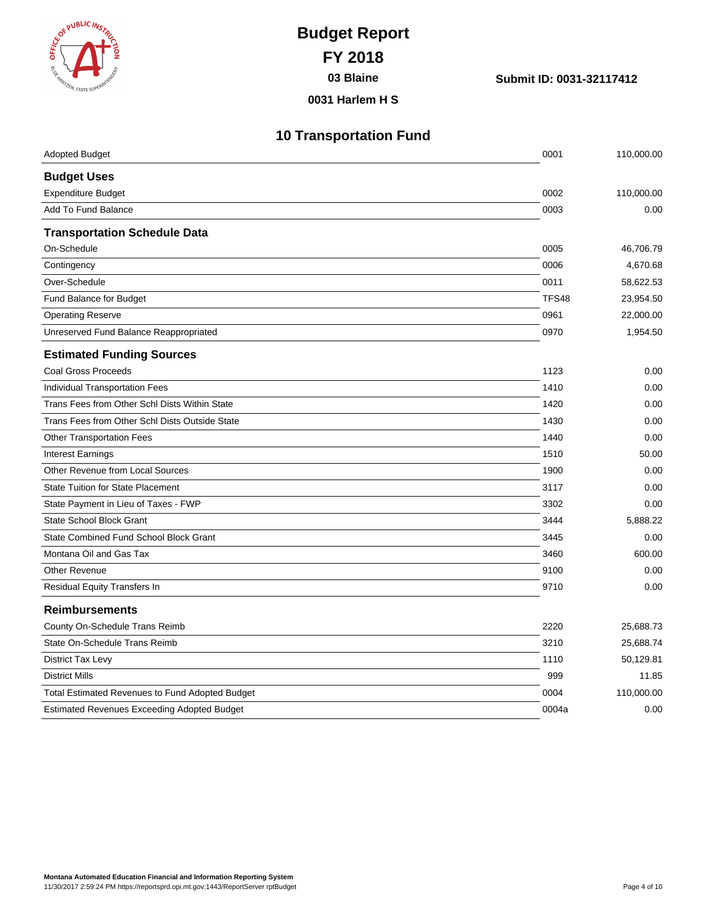# Budget Report

## FY 2018

**03 Blaine**

**0031 Harlem H S**

**Submit ID: 0031-32117412**

## 10 Transportation Fund

| | | |
|---|---|---|
| Adopted Budget | 0001 | 110,000.00 |
| **Budget Uses** | | |
| Expenditure Budget | 0002 | 110,000.00 |
| Add To Fund Balance | 0003 | 0.00 |
| **Transportation Schedule Data** | | |
| On-Schedule | 0005 | 46,706.79 |
| Contingency | 0006 | 4,670.68 |
| Over-Schedule | 0011 | 58,622.53 |
| Fund Balance for Budget | TFS48 | 23,954.50 |
| Operating Reserve | 0961 | 22,000.00 |
| Unreserved Fund Balance Reappropriated | 0970 | 1,954.50 |
| **Estimated Funding Sources** | | |
| Coal Gross Proceeds | 1123 | 0.00 |
| Individual Transportation Fees | 1410 | 0.00 |
| Trans Fees from Other Schl Dists Within State | 1420 | 0.00 |
| Trans Fees from Other Schl Dists Outside State | 1430 | 0.00 |
| Other Transportation Fees | 1440 | 0.00 |
| Interest Earnings | 1510 | 50.00 |
| Other Revenue from Local Sources | 1900 | 0.00 |
| State Tuition for State Placement | 3117 | 0.00 |
| State Payment in Lieu of Taxes - FWP | 3302 | 0.00 |
| State School Block Grant | 3444 | 5,888.22 |
| State Combined Fund School Block Grant | 3445 | 0.00 |
| Montana Oil and Gas Tax | 3460 | 600.00 |
| Other Revenue | 9100 | 0.00 |
| Residual Equity Transfers In | 9710 | 0.00 |
| **Reimbursements** | | |
| County On-Schedule Trans Reimb | 2220 | 25,688.73 |
| State On-Schedule Trans Reimb | 3210 | 25,688.74 |
| District Tax Levy | 1110 | 50,129.81 |
| District Mills | 999 | 11.85 |
| Total Estimated Revenues to Fund Adopted Budget | 0004 | 110,000.00 |
| Estimated Revenues Exceeding Adopted Budget | 0004a | 0.00 |

**Montana Automated Education Financial and Information Reporting System**
11/30/2017 2:59:24 PM https://reportsprd.opi.mt.gov:1443/ReportServer rptBudget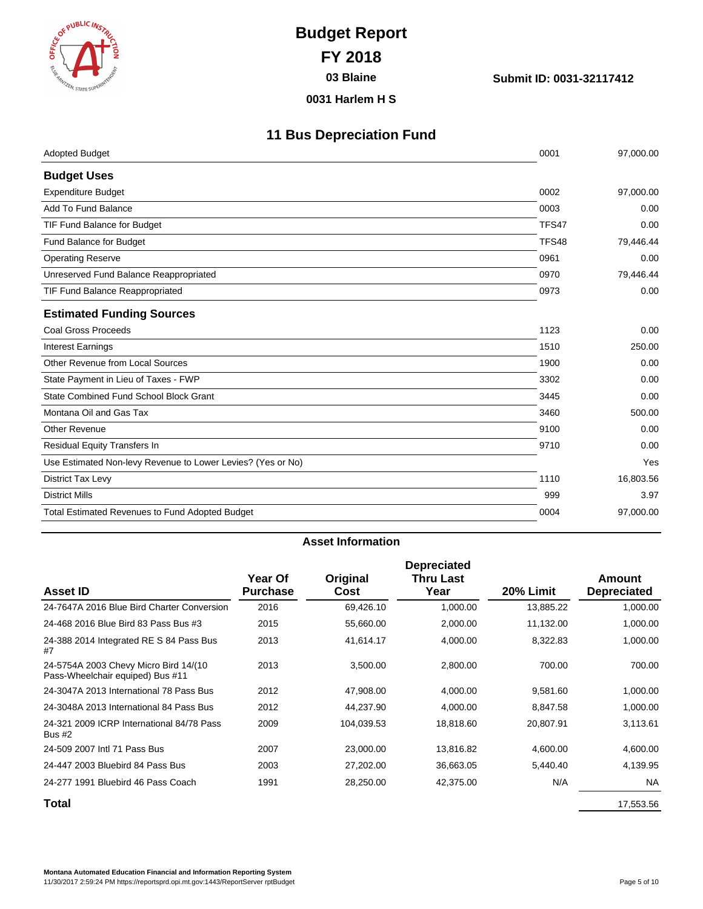# Budget Report

## FY 2018

**03 Blaine**

**Submit ID: 0031-32117412**

**0031 Harlem H S**

## 11 Bus Depreciation Fund

| | | |
|---|---|---|
| Adopted Budget | 0001 | 97,000.00 |
| **Budget Uses** | | |
| Expenditure Budget | 0002 | 97,000.00 |
| Add To Fund Balance | 0003 | 0.00 |
| TIF Fund Balance for Budget | TFS47 | 0.00 |
| Fund Balance for Budget | TFS48 | 79,446.44 |
| Operating Reserve | 0961 | 0.00 |
| Unreserved Fund Balance Reappropriated | 0970 | 79,446.44 |
| TIF Fund Balance Reappropriated | 0973 | 0.00 |
| **Estimated Funding Sources** | | |
| Coal Gross Proceeds | 1123 | 0.00 |
| Interest Earnings | 1510 | 250.00 |
| Other Revenue from Local Sources | 1900 | 0.00 |
| State Payment in Lieu of Taxes - FWP | 3302 | 0.00 |
| State Combined Fund School Block Grant | 3445 | 0.00 |
| Montana Oil and Gas Tax | 3460 | 500.00 |
| Other Revenue | 9100 | 0.00 |
| Residual Equity Transfers In | 9710 | 0.00 |
| Use Estimated Non-levy Revenue to Lower Levies? (Yes or No) | | Yes |
| District Tax Levy | 1110 | 16,803.56 |
| District Mills | 999 | 3.97 |
| Total Estimated Revenues to Fund Adopted Budget | 0004 | 97,000.00 |

### Asset Information

| Asset ID | Year Of Purchase | Original Cost | Depreciated Thru Last Year | 20% Limit | Amount Depreciated |
|---|---|---|---|---|---|
| 24-7647A 2016 Blue Bird Charter Conversion | 2016 | 69,426.10 | 1,000.00 | 13,885.22 | 1,000.00 |
| 24-468 2016 Blue Bird 83 Pass Bus #3 | 2015 | 55,660.00 | 2,000.00 | 11,132.00 | 1,000.00 |
| 24-388 2014 Integrated RE S 84 Pass Bus #7 | 2013 | 41,614.17 | 4,000.00 | 8,322.83 | 1,000.00 |
| 24-5754A 2003 Chevy Micro Bird 14/(10 Pass-Wheelchair equiped) Bus #11 | 2013 | 3,500.00 | 2,800.00 | 700.00 | 700.00 |
| 24-3047A 2013 International 78 Pass Bus | 2012 | 47,908.00 | 4,000.00 | 9,581.60 | 1,000.00 |
| 24-3048A 2013 International 84 Pass Bus | 2012 | 44,237.90 | 4,000.00 | 8,847.58 | 1,000.00 |
| 24-321 2009 ICRP International 84/78 Pass Bus #2 | 2009 | 104,039.53 | 18,818.60 | 20,807.91 | 3,113.61 |
| 24-509 2007 Intl 71 Pass Bus | 2007 | 23,000.00 | 13,816.82 | 4,600.00 | 4,600.00 |
| 24-447 2003 Bluebird 84 Pass Bus | 2003 | 27,202.00 | 36,663.05 | 5,440.40 | 4,139.95 |
| 24-277 1991 Bluebird 46 Pass Coach | 1991 | 28,250.00 | 42,375.00 | N/A | NA |
| **Total** | | | | | 17,553.56 |

**Montana Automated Education Financial and Information Reporting System**
11/30/2017 2:59:24 PM https://reportsprd.opi.mt.gov:1443/ReportServer rptBudget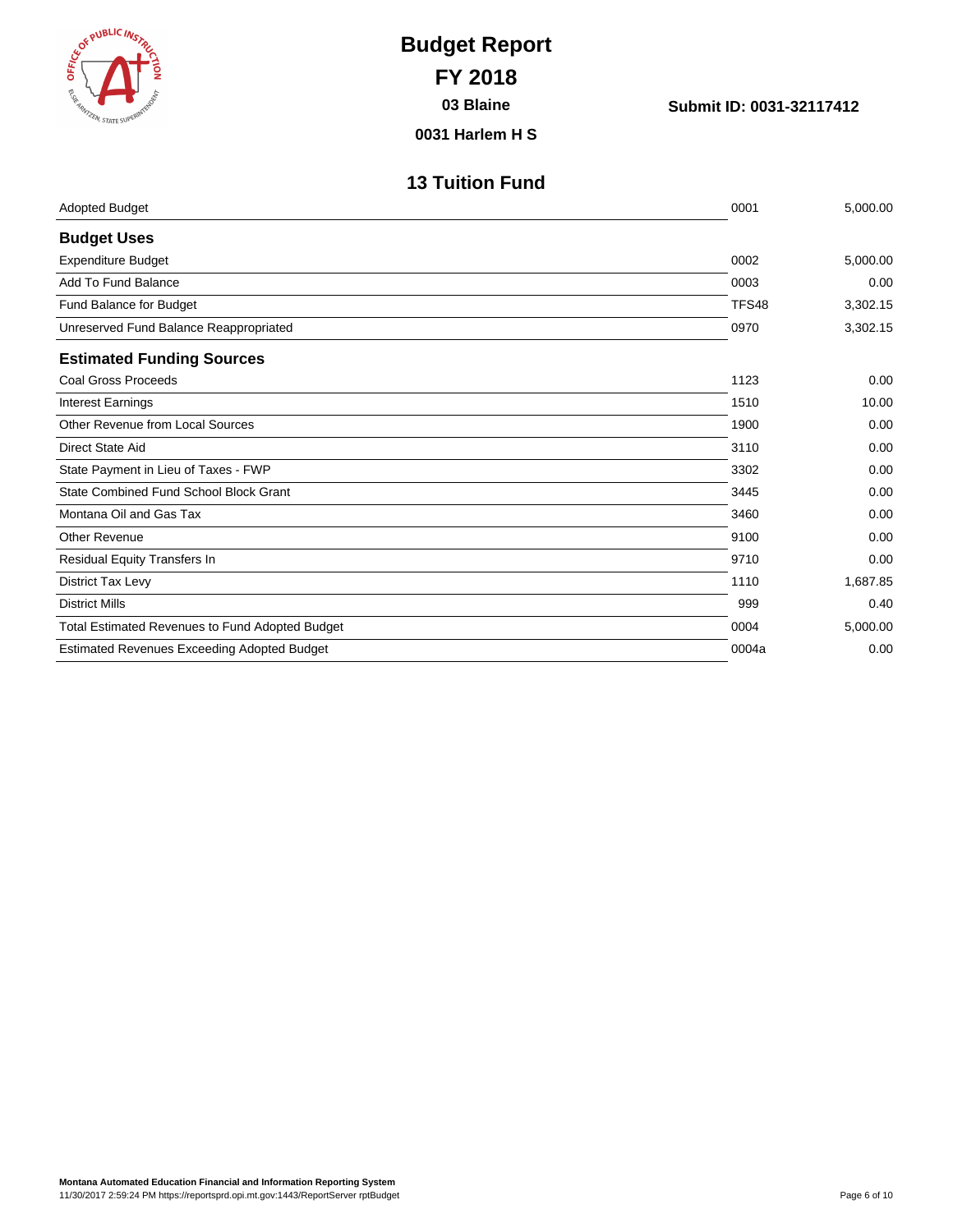# Budget Report

## FY 2018

**03 Blaine**

**Submit ID: 0031-32117412**

**0031 Harlem H S**

## 13 Tuition Fund

| | | |
|---|---|---|
| Adopted Budget | 0001 | 5,000.00 |
| **Budget Uses** | | |
| Expenditure Budget | 0002 | 5,000.00 |
| Add To Fund Balance | 0003 | 0.00 |
| Fund Balance for Budget | TFS48 | 3,302.15 |
| Unreserved Fund Balance Reappropriated | 0970 | 3,302.15 |
| **Estimated Funding Sources** | | |
| Coal Gross Proceeds | 1123 | 0.00 |
| Interest Earnings | 1510 | 10.00 |
| Other Revenue from Local Sources | 1900 | 0.00 |
| Direct State Aid | 3110 | 0.00 |
| State Payment in Lieu of Taxes - FWP | 3302 | 0.00 |
| State Combined Fund School Block Grant | 3445 | 0.00 |
| Montana Oil and Gas Tax | 3460 | 0.00 |
| Other Revenue | 9100 | 0.00 |
| Residual Equity Transfers In | 9710 | 0.00 |
| District Tax Levy | 1110 | 1,687.85 |
| District Mills | 999 | 0.40 |
| Total Estimated Revenues to Fund Adopted Budget | 0004 | 5,000.00 |
| Estimated Revenues Exceeding Adopted Budget | 0004a | 0.00 |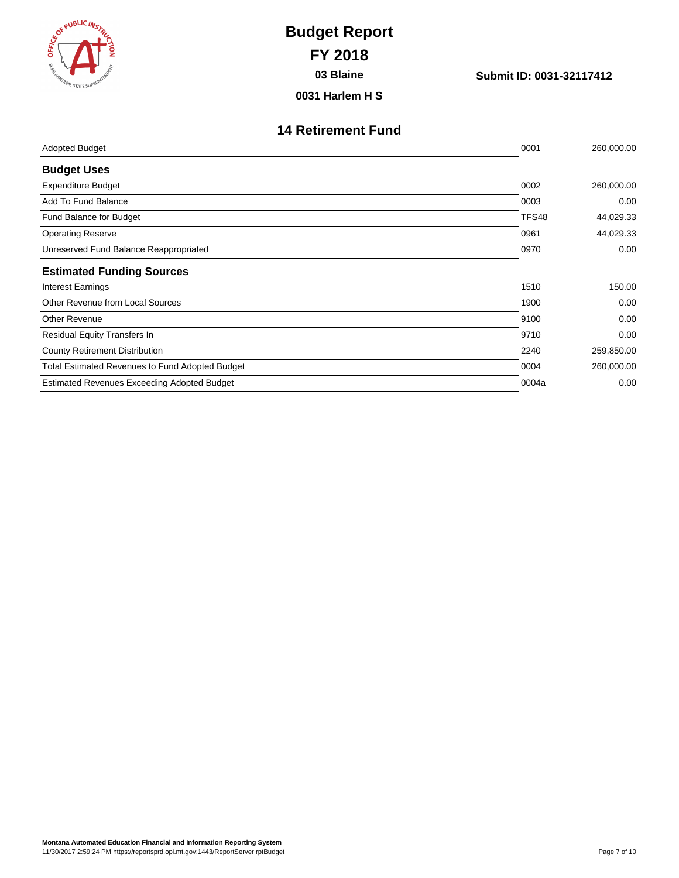# Budget Report

## FY 2018

**03 Blaine**

**Submit ID: 0031-32117412**

**0031 Harlem H S**

## 14 Retirement Fund

| | | |
|---|---|---|
| Adopted Budget | 0001 | 260,000.00 |

### Budget Uses

| | | |
|---|---|---|
| Expenditure Budget | 0002 | 260,000.00 |
| Add To Fund Balance | 0003 | 0.00 |
| Fund Balance for Budget | TFS48 | 44,029.33 |
| Operating Reserve | 0961 | 44,029.33 |
| Unreserved Fund Balance Reappropriated | 0970 | 0.00 |

### Estimated Funding Sources

| | | |
|---|---|---|
| Interest Earnings | 1510 | 150.00 |
| Other Revenue from Local Sources | 1900 | 0.00 |
| Other Revenue | 9100 | 0.00 |
| Residual Equity Transfers In | 9710 | 0.00 |
| County Retirement Distribution | 2240 | 259,850.00 |
| Total Estimated Revenues to Fund Adopted Budget | 0004 | 260,000.00 |
| Estimated Revenues Exceeding Adopted Budget | 0004a | 0.00 |

**Montana Automated Education Financial and Information Reporting System**
11/30/2017 2:59:24 PM https://reportsprd.opi.mt.gov:1443/ReportServer rptBudget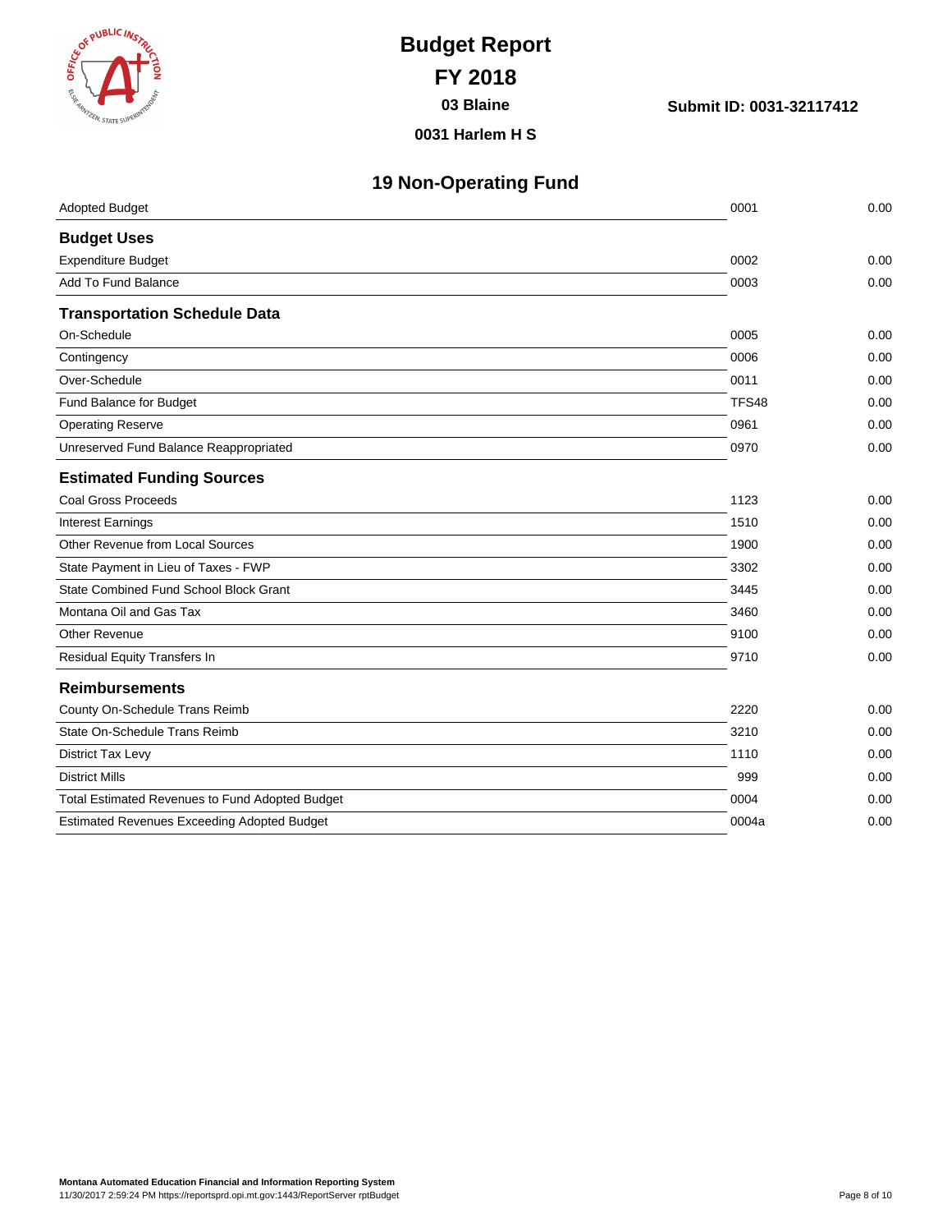# Budget Report

## FY 2018

**03 Blaine**

**Submit ID: 0031-32117412**

**0031 Harlem H S**

## 19 Non-Operating Fund

| | | |
|---|---|---|
| Adopted Budget | 0001 | 0.00 |
| **Budget Uses** | | |
| Expenditure Budget | 0002 | 0.00 |
| Add To Fund Balance | 0003 | 0.00 |
| **Transportation Schedule Data** | | |
| On-Schedule | 0005 | 0.00 |
| Contingency | 0006 | 0.00 |
| Over-Schedule | 0011 | 0.00 |
| Fund Balance for Budget | TFS48 | 0.00 |
| Operating Reserve | 0961 | 0.00 |
| Unreserved Fund Balance Reappropriated | 0970 | 0.00 |
| **Estimated Funding Sources** | | |
| Coal Gross Proceeds | 1123 | 0.00 |
| Interest Earnings | 1510 | 0.00 |
| Other Revenue from Local Sources | 1900 | 0.00 |
| State Payment in Lieu of Taxes - FWP | 3302 | 0.00 |
| State Combined Fund School Block Grant | 3445 | 0.00 |
| Montana Oil and Gas Tax | 3460 | 0.00 |
| Other Revenue | 9100 | 0.00 |
| Residual Equity Transfers In | 9710 | 0.00 |
| **Reimbursements** | | |
| County On-Schedule Trans Reimb | 2220 | 0.00 |
| State On-Schedule Trans Reimb | 3210 | 0.00 |
| District Tax Levy | 1110 | 0.00 |
| District Mills | 999 | 0.00 |
| Total Estimated Revenues to Fund Adopted Budget | 0004 | 0.00 |
| Estimated Revenues Exceeding Adopted Budget | 0004a | 0.00 |

**Montana Automated Education Financial and Information Reporting System**
11/30/2017 2:59:24 PM https://reportsprd.opi.mt.gov:1443/ReportServer rptBudget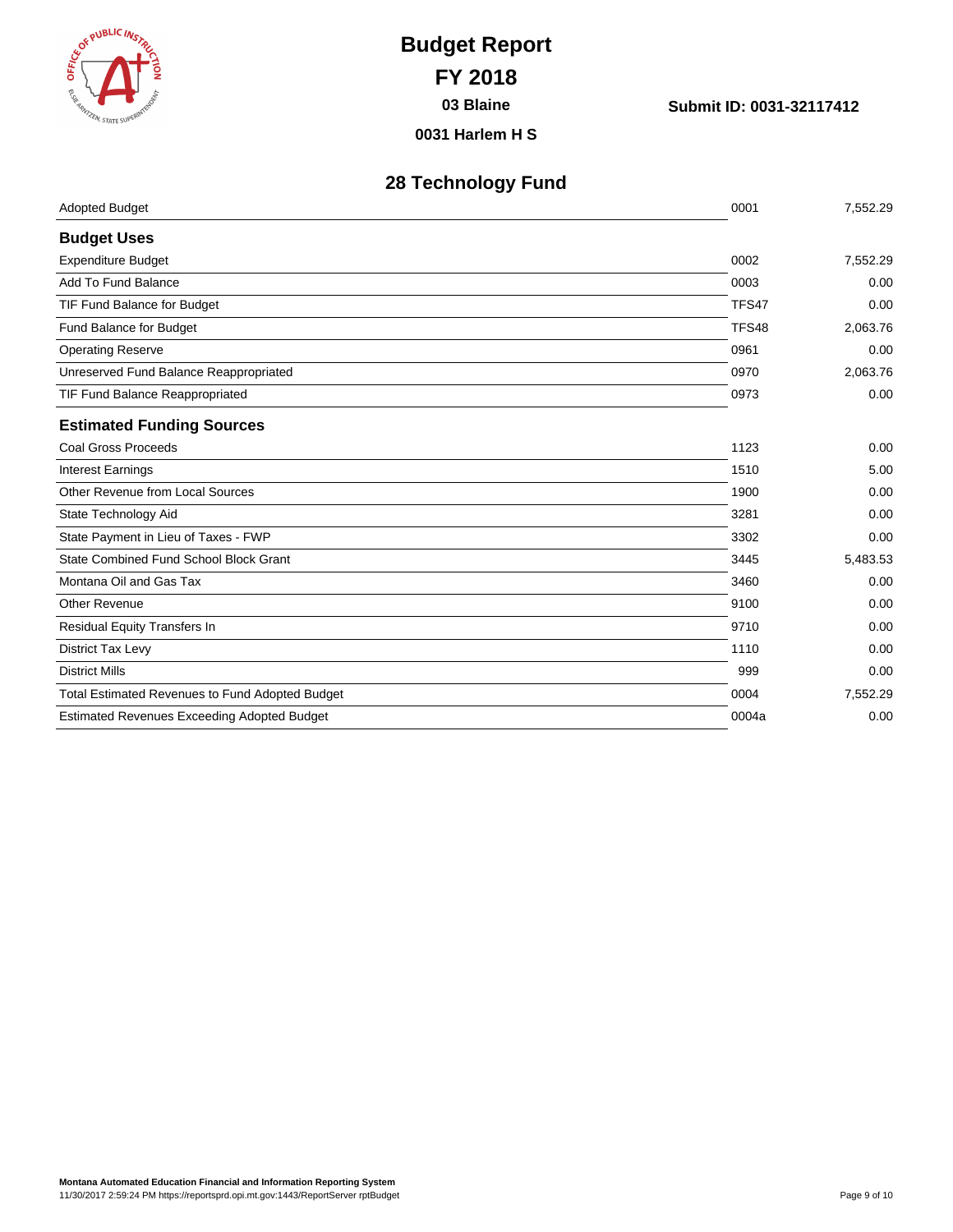# Budget Report

## FY 2018

**03 Blaine**

**Submit ID: 0031-32117412**

**0031 Harlem H S**

## 28 Technology Fund

| | | |
|---|---|---|
| Adopted Budget | 0001 | 7,552.29 |
| **Budget Uses** | | |
| Expenditure Budget | 0002 | 7,552.29 |
| Add To Fund Balance | 0003 | 0.00 |
| TIF Fund Balance for Budget | TFS47 | 0.00 |
| Fund Balance for Budget | TFS48 | 2,063.76 |
| Operating Reserve | 0961 | 0.00 |
| Unreserved Fund Balance Reappropriated | 0970 | 2,063.76 |
| TIF Fund Balance Reappropriated | 0973 | 0.00 |
| **Estimated Funding Sources** | | |
| Coal Gross Proceeds | 1123 | 0.00 |
| Interest Earnings | 1510 | 5.00 |
| Other Revenue from Local Sources | 1900 | 0.00 |
| State Technology Aid | 3281 | 0.00 |
| State Payment in Lieu of Taxes - FWP | 3302 | 0.00 |
| State Combined Fund School Block Grant | 3445 | 5,483.53 |
| Montana Oil and Gas Tax | 3460 | 0.00 |
| Other Revenue | 9100 | 0.00 |
| Residual Equity Transfers In | 9710 | 0.00 |
| District Tax Levy | 1110 | 0.00 |
| District Mills | 999 | 0.00 |
| Total Estimated Revenues to Fund Adopted Budget | 0004 | 7,552.29 |
| Estimated Revenues Exceeding Adopted Budget | 0004a | 0.00 |

**Montana Automated Education Financial and Information Reporting System**
11/30/2017 2:59:24 PM https://reportsprd.opi.mt.gov:1443/ReportServer rptBudget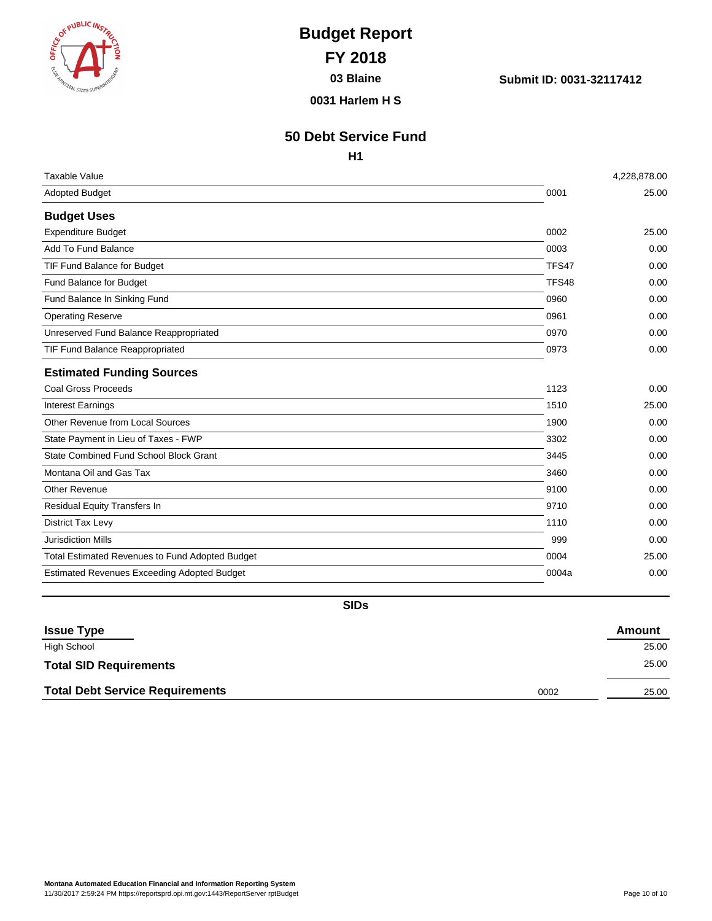# Budget Report

## FY 2018

**03 Blaine**

**0031 Harlem H S**

**Submit ID: 0031-32117412**

## 50 Debt Service Fund

**H1**

| | | |
|---|---|---|
| Taxable Value | | 4,228,878.00 |
| Adopted Budget | 0001 | 25.00 |
| **Budget Uses** | | |
| Expenditure Budget | 0002 | 25.00 |
| Add To Fund Balance | 0003 | 0.00 |
| TIF Fund Balance for Budget | TFS47 | 0.00 |
| Fund Balance for Budget | TFS48 | 0.00 |
| Fund Balance In Sinking Fund | 0960 | 0.00 |
| Operating Reserve | 0961 | 0.00 |
| Unreserved Fund Balance Reappropriated | 0970 | 0.00 |
| TIF Fund Balance Reappropriated | 0973 | 0.00 |
| **Estimated Funding Sources** | | |
| Coal Gross Proceeds | 1123 | 0.00 |
| Interest Earnings | 1510 | 25.00 |
| Other Revenue from Local Sources | 1900 | 0.00 |
| State Payment in Lieu of Taxes - FWP | 3302 | 0.00 |
| State Combined Fund School Block Grant | 3445 | 0.00 |
| Montana Oil and Gas Tax | 3460 | 0.00 |
| Other Revenue | 9100 | 0.00 |
| Residual Equity Transfers In | 9710 | 0.00 |
| District Tax Levy | 1110 | 0.00 |
| Jurisdiction Mills | 999 | 0.00 |
| Total Estimated Revenues to Fund Adopted Budget | 0004 | 25.00 |
| Estimated Revenues Exceeding Adopted Budget | 0004a | 0.00 |

### SIDs

| Issue Type | | Amount |
|---|---|---|
| High School | | 25.00 |
| **Total SID Requirements** | | 25.00 |
| **Total Debt Service Requirements** | 0002 | 25.00 |

**Montana Automated Education Financial and Information Reporting System**
11/30/2017 2:59:24 PM https://reportsprd.opi.mt.gov:1443/ReportServer rptBudget